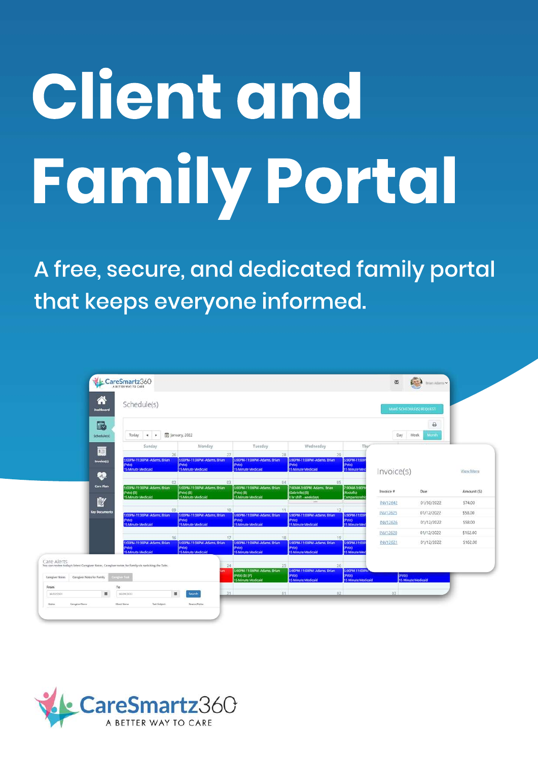# Client and Family Portal

A free, secure, and dedicated family portal that keeps everyone informed.

CareSmartz360
A BETTER WAY TO CARE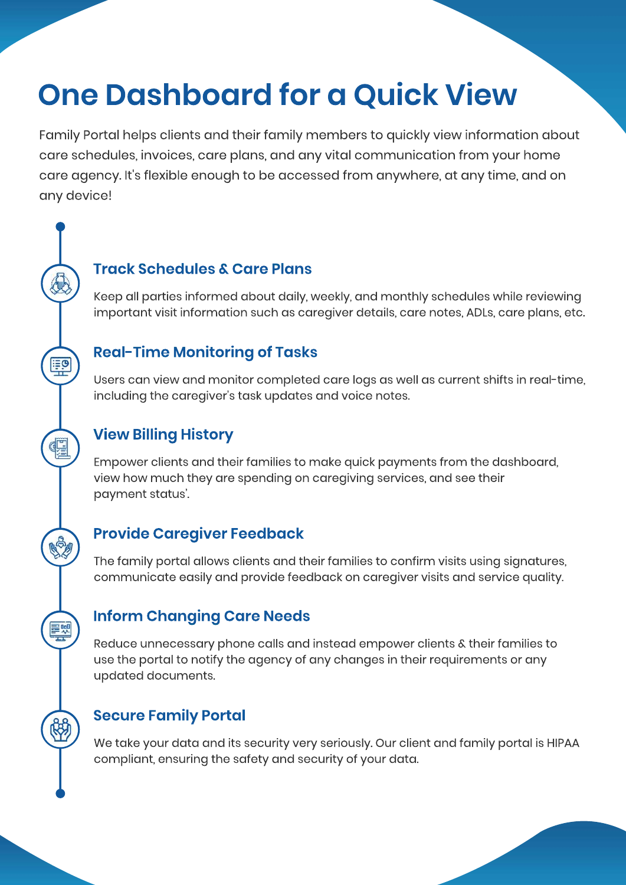# One Dashboard for a Quick View

Family Portal helps clients and their family members to quickly view information about care schedules, invoices, care plans, and any vital communication from your home care agency. It's flexible enough to be accessed from anywhere, at any time, and on any device!

### Track Schedules & Care Plans

Keep all parties informed about daily, weekly, and monthly schedules while reviewing important visit information such as caregiver details, care notes, ADLs, care plans, etc.

### Real-Time Monitoring of Tasks

Users can view and monitor completed care logs as well as current shifts in real-time, including the caregiver's task updates and voice notes.

### View Billing History

Empower clients and their families to make quick payments from the dashboard, view how much they are spending on caregiving services, and see their payment status'.

### Provide Caregiver Feedback

The family portal allows clients and their families to confirm visits using signatures, communicate easily and provide feedback on caregiver visits and service quality.

### Inform Changing Care Needs

Reduce unnecessary phone calls and instead empower clients & their families to use the portal to notify the agency of any changes in their requirements or any updated documents.

### Secure Family Portal

We take your data and its security very seriously. Our client and family portal is HIPAA compliant, ensuring the safety and security of your data.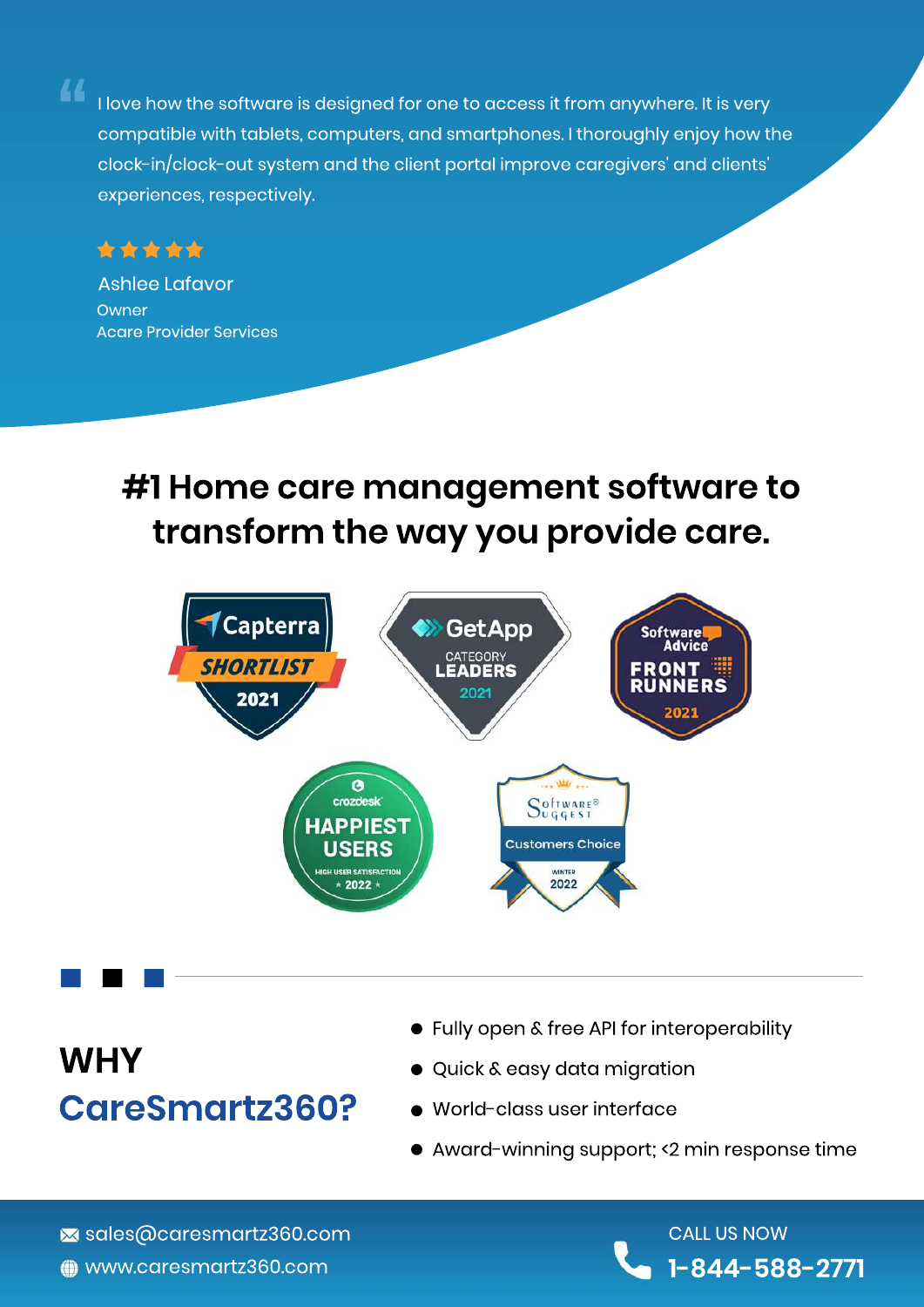> I love how the software is designed for one to access it from anywhere. It is very compatible with tablets, computers, and smartphones. I thoroughly enjoy how the clock-in/clock-out system and the client portal improve caregivers' and clients' experiences, respectively.

★★★★★

Ashlee Lafavor
Owner
Acare Provider Services

# #1 Home care management software to transform the way you provide care.

Capterra SHORTLIST 2021

GetApp CATEGORY LEADERS 2021

Software Advice FRONT RUNNERS 2021

crozdesk HAPPIEST USERS HIGH USER SATISFACTION 2022

Software Suggest Customers Choice WINTER 2022

## WHY CareSmartz360?

- Fully open & free API for interoperability
- Quick & easy data migration
- World-class user interface
- Award-winning support; <2 min response time

sales@caresmartz360.com
www.caresmartz360.com

CALL US NOW
1-844-588-2771